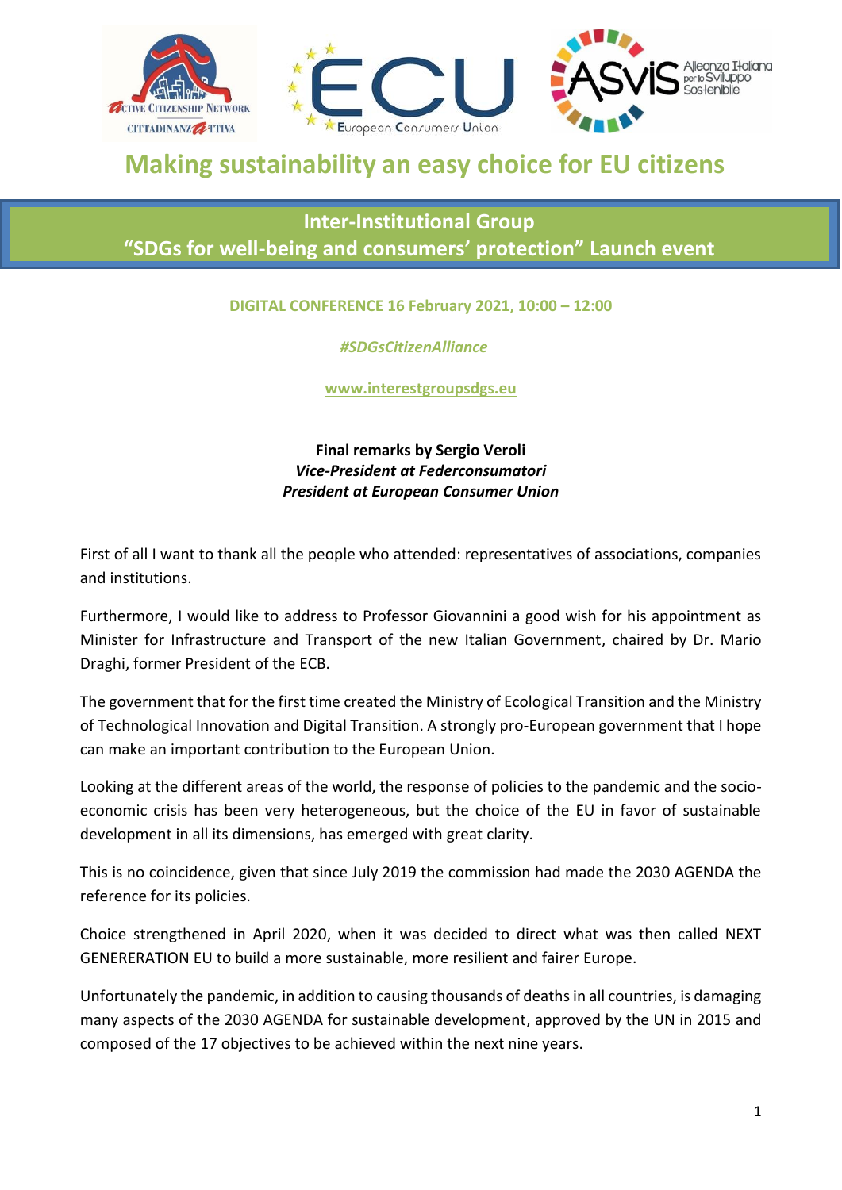# Making sustainability an easy choice for EU citizens

## Inter-Institutional Group
## "SDGs for well-being and consumers' protection" Launch event

**DIGITAL CONFERENCE 16 February 2021, 10:00 – 12:00**

***#SDGsCitizenAlliance***

**www.interestgroupsdgs.eu**

**Final remarks by Sergio Veroli**
***Vice-President at Federconsumatori***
***President at European Consumer Union***

First of all I want to thank all the people who attended: representatives of associations, companies and institutions.

Furthermore, I would like to address to Professor Giovannini a good wish for his appointment as Minister for Infrastructure and Transport of the new Italian Government, chaired by Dr. Mario Draghi, former President of the ECB.

The government that for the first time created the Ministry of Ecological Transition and the Ministry of Technological Innovation and Digital Transition. A strongly pro-European government that I hope can make an important contribution to the European Union.

Looking at the different areas of the world, the response of policies to the pandemic and the socio-economic crisis has been very heterogeneous, but the choice of the EU in favor of sustainable development in all its dimensions, has emerged with great clarity.

This is no coincidence, given that since July 2019 the commission had made the 2030 AGENDA the reference for its policies.

Choice strengthened in April 2020, when it was decided to direct what was then called NEXT GENERERATION EU to build a more sustainable, more resilient and fairer Europe.

Unfortunately the pandemic, in addition to causing thousands of deaths in all countries, is damaging many aspects of the 2030 AGENDA for sustainable development, approved by the UN in 2015 and composed of the 17 objectives to be achieved within the next nine years.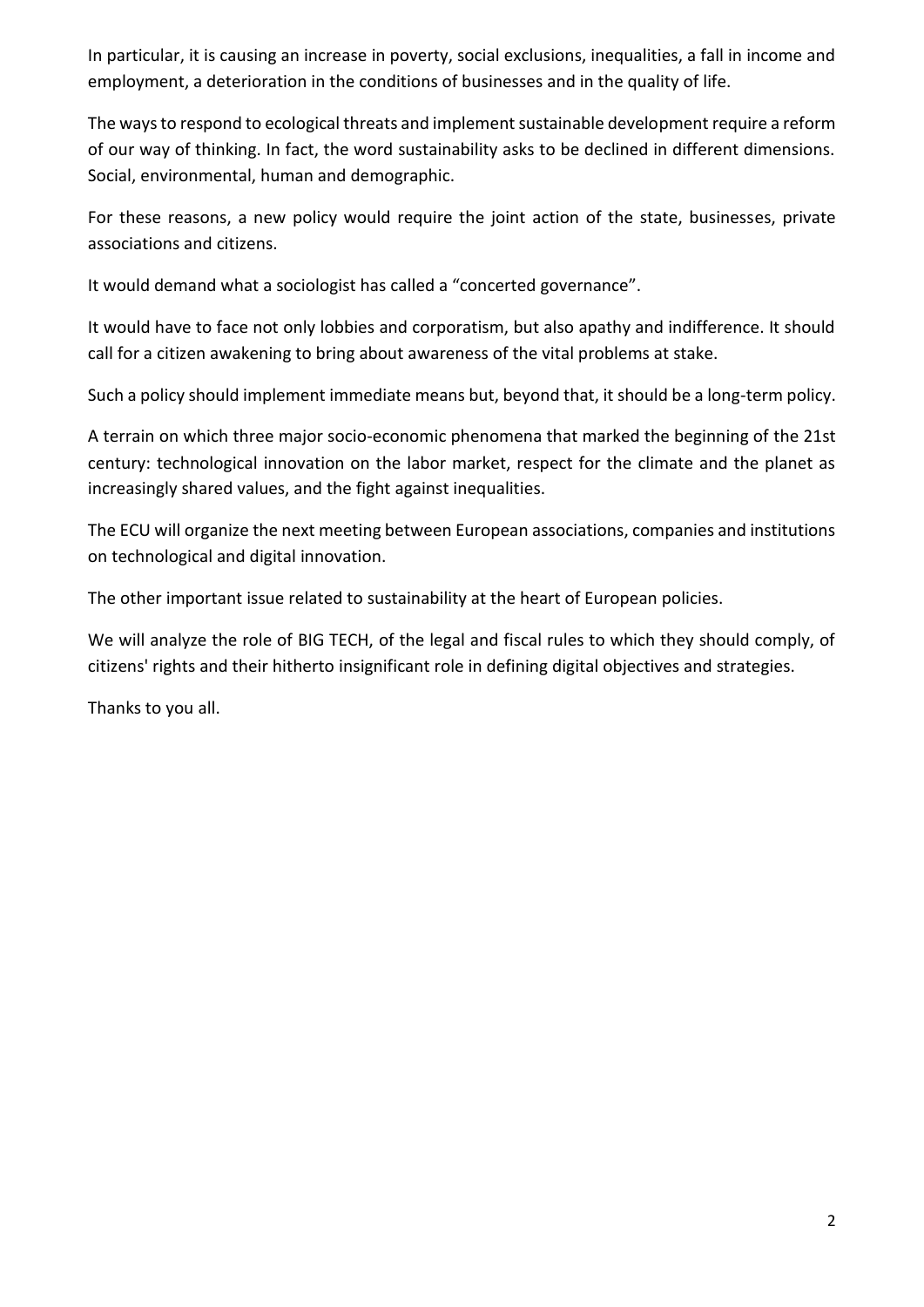In particular, it is causing an increase in poverty, social exclusions, inequalities, a fall in income and employment, a deterioration in the conditions of businesses and in the quality of life.

The ways to respond to ecological threats and implement sustainable development require a reform of our way of thinking. In fact, the word sustainability asks to be declined in different dimensions. Social, environmental, human and demographic.

For these reasons, a new policy would require the joint action of the state, businesses, private associations and citizens.

It would demand what a sociologist has called a "concerted governance".

It would have to face not only lobbies and corporatism, but also apathy and indifference. It should call for a citizen awakening to bring about awareness of the vital problems at stake.

Such a policy should implement immediate means but, beyond that, it should be a long-term policy.

A terrain on which three major socio-economic phenomena that marked the beginning of the 21st century: technological innovation on the labor market, respect for the climate and the planet as increasingly shared values, and the fight against inequalities.

The ECU will organize the next meeting between European associations, companies and institutions on technological and digital innovation.

The other important issue related to sustainability at the heart of European policies.

We will analyze the role of BIG TECH, of the legal and fiscal rules to which they should comply, of citizens' rights and their hitherto insignificant role in defining digital objectives and strategies.

Thanks to you all.